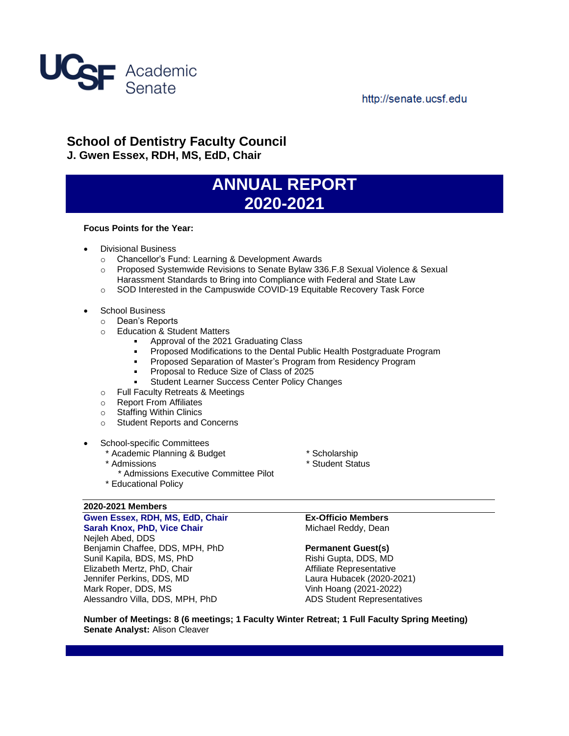UCSF Academic Senate

http://senate.ucsf.edu

## School of Dentistry Faculty Council

**J. Gwen Essex, RDH, MS, EdD, Chair**

# ANNUAL REPORT 2020-2021

**Focus Points for the Year:**

- Divisional Business
  - Chancellor's Fund: Learning & Development Awards
  - Proposed Systemwide Revisions to Senate Bylaw 336.F.8 Sexual Violence & Sexual Harassment Standards to Bring into Compliance with Federal and State Law
  - SOD Interested in the Campuswide COVID-19 Equitable Recovery Task Force

- School Business
  - Dean's Reports
  - Education & Student Matters
    - Approval of the 2021 Graduating Class
    - Proposed Modifications to the Dental Public Health Postgraduate Program
    - Proposed Separation of Master's Program from Residency Program
    - Proposal to Reduce Size of Class of 2025
    - Student Learner Success Center Policy Changes
  - Full Faculty Retreats & Meetings
  - Report From Affiliates
  - Staffing Within Clinics
  - Student Reports and Concerns

- School-specific Committees
  - \* Academic Planning & Budget
  - \* Admissions
    - \* Admissions Executive Committee Pilot
  - \* Educational Policy
  - \* Scholarship
  - \* Student Status

**2020-2021 Members**

**Gwen Essex, RDH, MS, EdD, Chair**
**Sarah Knox, PhD, Vice Chair**
Nejleh Abed, DDS
Benjamin Chaffee, DDS, MPH, PhD
Sunil Kapila, BDS, MS, PhD
Elizabeth Mertz, PhD, Chair
Jennifer Perkins, DDS, MD
Mark Roper, DDS, MS
Alessandro Villa, DDS, MPH, PhD

**Ex-Officio Members**
Michael Reddy, Dean

**Permanent Guest(s)**
Rishi Gupta, DDS, MD
Affiliate Representative
Laura Hubacek (2020-2021)
Vinh Hoang (2021-2022)
ADS Student Representatives

**Number of Meetings: 8 (6 meetings; 1 Faculty Winter Retreat; 1 Full Faculty Spring Meeting)**
**Senate Analyst:** Alison Cleaver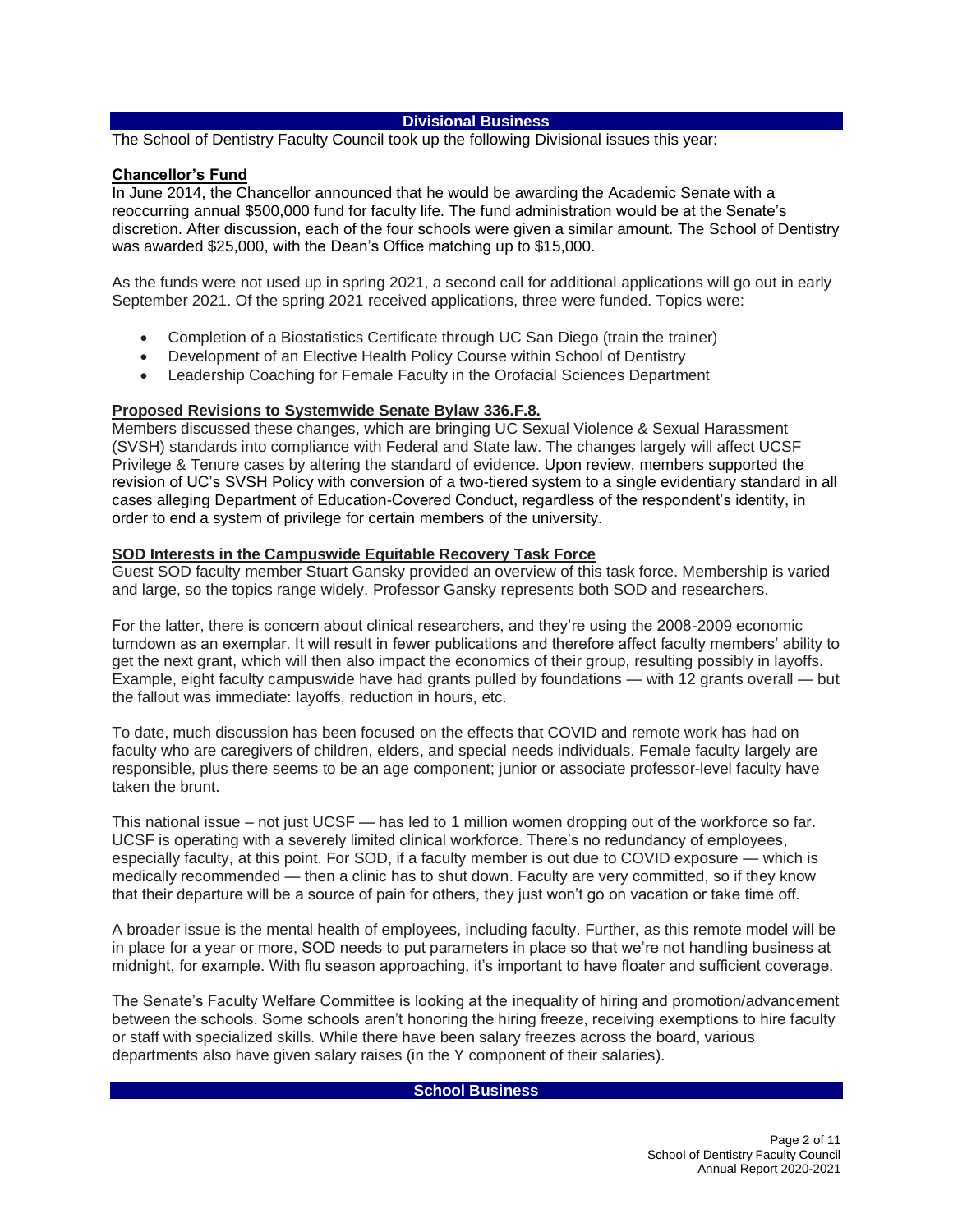## Divisional Business

The School of Dentistry Faculty Council took up the following Divisional issues this year:

### Chancellor's Fund

In June 2014, the Chancellor announced that he would be awarding the Academic Senate with a reoccurring annual $500,000 fund for faculty life. The fund administration would be at the Senate's discretion. After discussion, each of the four schools were given a similar amount. The School of Dentistry was awarded $25,000, with the Dean's Office matching up to $15,000.

As the funds were not used up in spring 2021, a second call for additional applications will go out in early September 2021. Of the spring 2021 received applications, three were funded. Topics were:

- Completion of a Biostatistics Certificate through UC San Diego (train the trainer)
- Development of an Elective Health Policy Course within School of Dentistry
- Leadership Coaching for Female Faculty in the Orofacial Sciences Department

### Proposed Revisions to Systemwide Senate Bylaw 336.F.8.

Members discussed these changes, which are bringing UC Sexual Violence & Sexual Harassment (SVSH) standards into compliance with Federal and State law. The changes largely will affect UCSF Privilege & Tenure cases by altering the standard of evidence. Upon review, members supported the revision of UC's SVSH Policy with conversion of a two-tiered system to a single evidentiary standard in all cases alleging Department of Education-Covered Conduct, regardless of the respondent's identity, in order to end a system of privilege for certain members of the university.

### SOD Interests in the Campuswide Equitable Recovery Task Force

Guest SOD faculty member Stuart Gansky provided an overview of this task force. Membership is varied and large, so the topics range widely. Professor Gansky represents both SOD and researchers.

For the latter, there is concern about clinical researchers, and they're using the 2008-2009 economic turndown as an exemplar. It will result in fewer publications and therefore affect faculty members' ability to get the next grant, which will then also impact the economics of their group, resulting possibly in layoffs. Example, eight faculty campuswide have had grants pulled by foundations — with 12 grants overall — but the fallout was immediate: layoffs, reduction in hours, etc.

To date, much discussion has been focused on the effects that COVID and remote work has had on faculty who are caregivers of children, elders, and special needs individuals. Female faculty largely are responsible, plus there seems to be an age component; junior or associate professor-level faculty have taken the brunt.

This national issue – not just UCSF — has led to 1 million women dropping out of the workforce so far. UCSF is operating with a severely limited clinical workforce. There's no redundancy of employees, especially faculty, at this point. For SOD, if a faculty member is out due to COVID exposure — which is medically recommended — then a clinic has to shut down. Faculty are very committed, so if they know that their departure will be a source of pain for others, they just won't go on vacation or take time off.

A broader issue is the mental health of employees, including faculty. Further, as this remote model will be in place for a year or more, SOD needs to put parameters in place so that we're not handling business at midnight, for example. With flu season approaching, it's important to have floater and sufficient coverage.

The Senate's Faculty Welfare Committee is looking at the inequality of hiring and promotion/advancement between the schools. Some schools aren't honoring the hiring freeze, receiving exemptions to hire faculty or staff with specialized skills. While there have been salary freezes across the board, various departments also have given salary raises (in the Y component of their salaries).

## School Business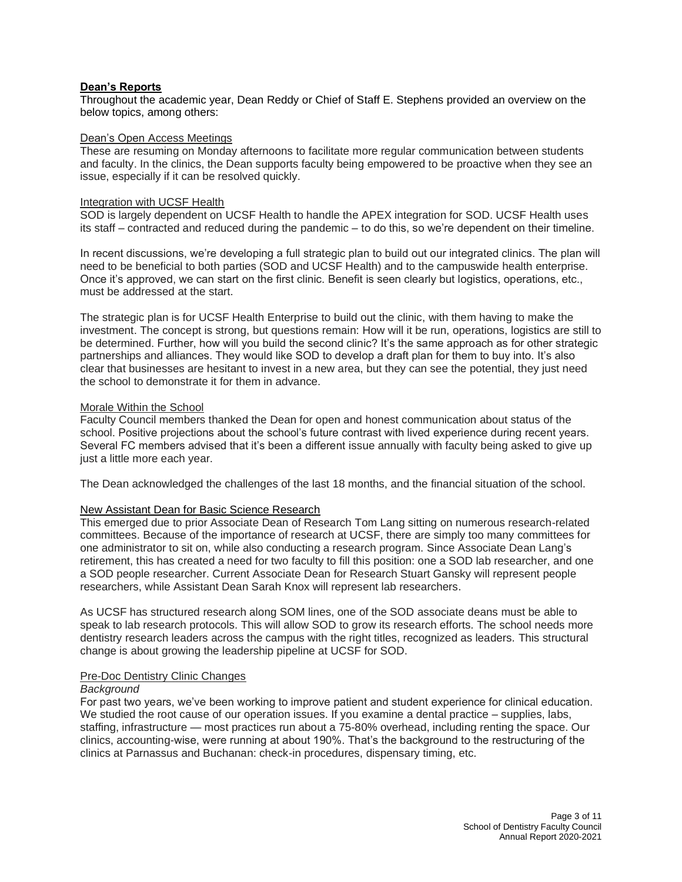## Dean's Reports

Throughout the academic year, Dean Reddy or Chief of Staff E. Stephens provided an overview on the below topics, among others:

### Dean's Open Access Meetings

These are resuming on Monday afternoons to facilitate more regular communication between students and faculty. In the clinics, the Dean supports faculty being empowered to be proactive when they see an issue, especially if it can be resolved quickly.

### Integration with UCSF Health

SOD is largely dependent on UCSF Health to handle the APEX integration for SOD. UCSF Health uses its staff – contracted and reduced during the pandemic – to do this, so we're dependent on their timeline.

In recent discussions, we're developing a full strategic plan to build out our integrated clinics. The plan will need to be beneficial to both parties (SOD and UCSF Health) and to the campuswide health enterprise. Once it's approved, we can start on the first clinic. Benefit is seen clearly but logistics, operations, etc., must be addressed at the start.

The strategic plan is for UCSF Health Enterprise to build out the clinic, with them having to make the investment. The concept is strong, but questions remain: How will it be run, operations, logistics are still to be determined. Further, how will you build the second clinic? It's the same approach as for other strategic partnerships and alliances. They would like SOD to develop a draft plan for them to buy into. It's also clear that businesses are hesitant to invest in a new area, but they can see the potential, they just need the school to demonstrate it for them in advance.

### Morale Within the School

Faculty Council members thanked the Dean for open and honest communication about status of the school. Positive projections about the school's future contrast with lived experience during recent years. Several FC members advised that it's been a different issue annually with faculty being asked to give up just a little more each year.

The Dean acknowledged the challenges of the last 18 months, and the financial situation of the school.

### New Assistant Dean for Basic Science Research

This emerged due to prior Associate Dean of Research Tom Lang sitting on numerous research-related committees. Because of the importance of research at UCSF, there are simply too many committees for one administrator to sit on, while also conducting a research program. Since Associate Dean Lang's retirement, this has created a need for two faculty to fill this position: one a SOD lab researcher, and one a SOD people researcher. Current Associate Dean for Research Stuart Gansky will represent people researchers, while Assistant Dean Sarah Knox will represent lab researchers.

As UCSF has structured research along SOM lines, one of the SOD associate deans must be able to speak to lab research protocols. This will allow SOD to grow its research efforts. The school needs more dentistry research leaders across the campus with the right titles, recognized as leaders. This structural change is about growing the leadership pipeline at UCSF for SOD.

### Pre-Doc Dentistry Clinic Changes

*Background*

For past two years, we've been working to improve patient and student experience for clinical education. We studied the root cause of our operation issues. If you examine a dental practice – supplies, labs, staffing, infrastructure — most practices run about a 75-80% overhead, including renting the space. Our clinics, accounting-wise, were running at about 190%. That's the background to the restructuring of the clinics at Parnassus and Buchanan: check-in procedures, dispensary timing, etc.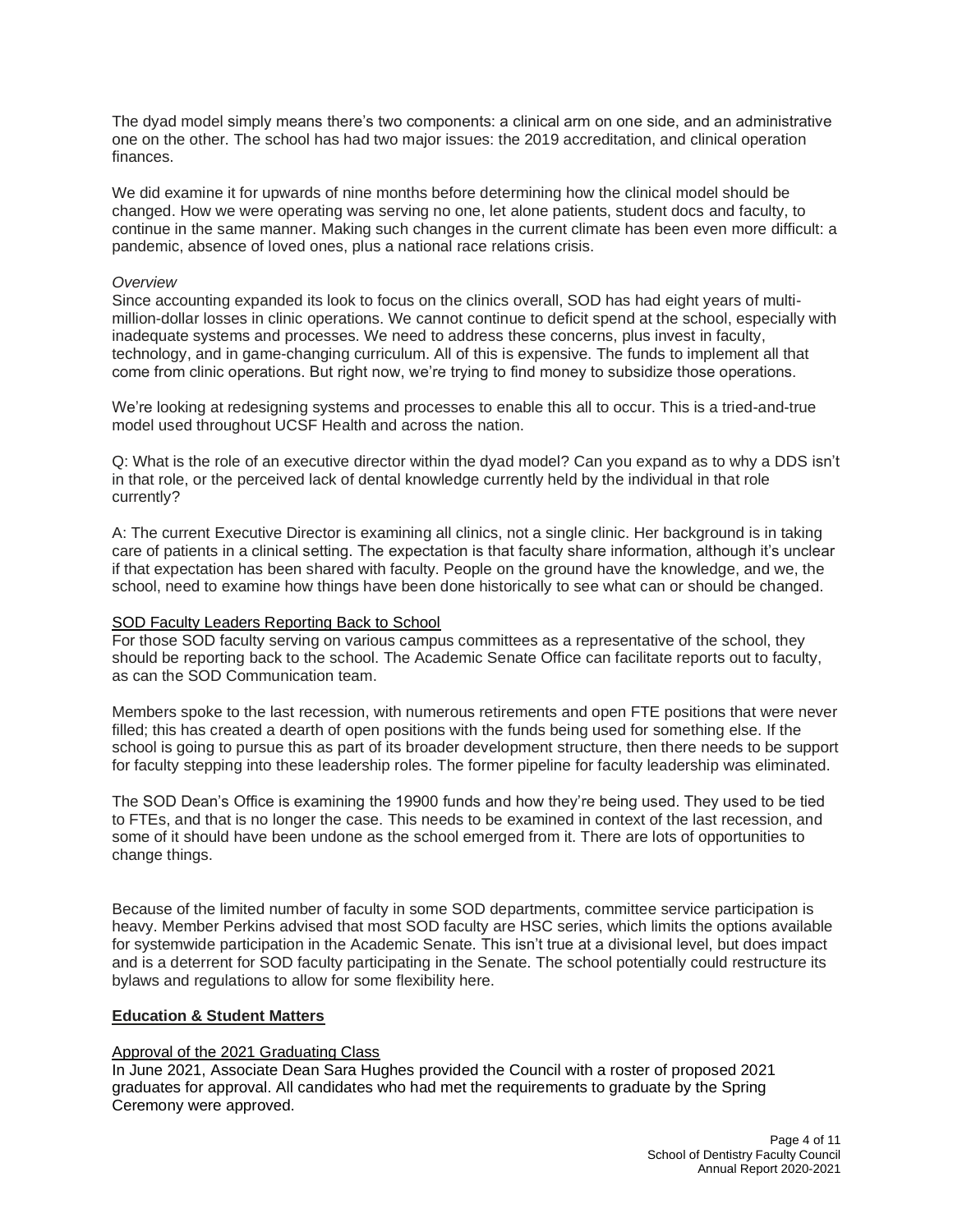The dyad model simply means there's two components: a clinical arm on one side, and an administrative one on the other. The school has had two major issues: the 2019 accreditation, and clinical operation finances.

We did examine it for upwards of nine months before determining how the clinical model should be changed. How we were operating was serving no one, let alone patients, student docs and faculty, to continue in the same manner. Making such changes in the current climate has been even more difficult: a pandemic, absence of loved ones, plus a national race relations crisis.

*Overview*

Since accounting expanded its look to focus on the clinics overall, SOD has had eight years of multi-million-dollar losses in clinic operations. We cannot continue to deficit spend at the school, especially with inadequate systems and processes. We need to address these concerns, plus invest in faculty, technology, and in game-changing curriculum. All of this is expensive. The funds to implement all that come from clinic operations. But right now, we're trying to find money to subsidize those operations.

We're looking at redesigning systems and processes to enable this all to occur. This is a tried-and-true model used throughout UCSF Health and across the nation.

Q: What is the role of an executive director within the dyad model? Can you expand as to why a DDS isn't in that role, or the perceived lack of dental knowledge currently held by the individual in that role currently?

A: The current Executive Director is examining all clinics, not a single clinic. Her background is in taking care of patients in a clinical setting. The expectation is that faculty share information, although it's unclear if that expectation has been shared with faculty. People on the ground have the knowledge, and we, the school, need to examine how things have been done historically to see what can or should be changed.

<u>SOD Faculty Leaders Reporting Back to School</u>

For those SOD faculty serving on various campus committees as a representative of the school, they should be reporting back to the school. The Academic Senate Office can facilitate reports out to faculty, as can the SOD Communication team.

Members spoke to the last recession, with numerous retirements and open FTE positions that were never filled; this has created a dearth of open positions with the funds being used for something else. If the school is going to pursue this as part of its broader development structure, then there needs to be support for faculty stepping into these leadership roles. The former pipeline for faculty leadership was eliminated.

The SOD Dean's Office is examining the 19900 funds and how they're being used. They used to be tied to FTEs, and that is no longer the case. This needs to be examined in context of the last recession, and some of it should have been undone as the school emerged from it. There are lots of opportunities to change things.

Because of the limited number of faculty in some SOD departments, committee service participation is heavy. Member Perkins advised that most SOD faculty are HSC series, which limits the options available for systemwide participation in the Academic Senate. This isn't true at a divisional level, but does impact and is a deterrent for SOD faculty participating in the Senate. The school potentially could restructure its bylaws and regulations to allow for some flexibility here.

## Education & Student Matters

<u>Approval of the 2021 Graduating Class</u>

In June 2021, Associate Dean Sara Hughes provided the Council with a roster of proposed 2021 graduates for approval. All candidates who had met the requirements to graduate by the Spring Ceremony were approved.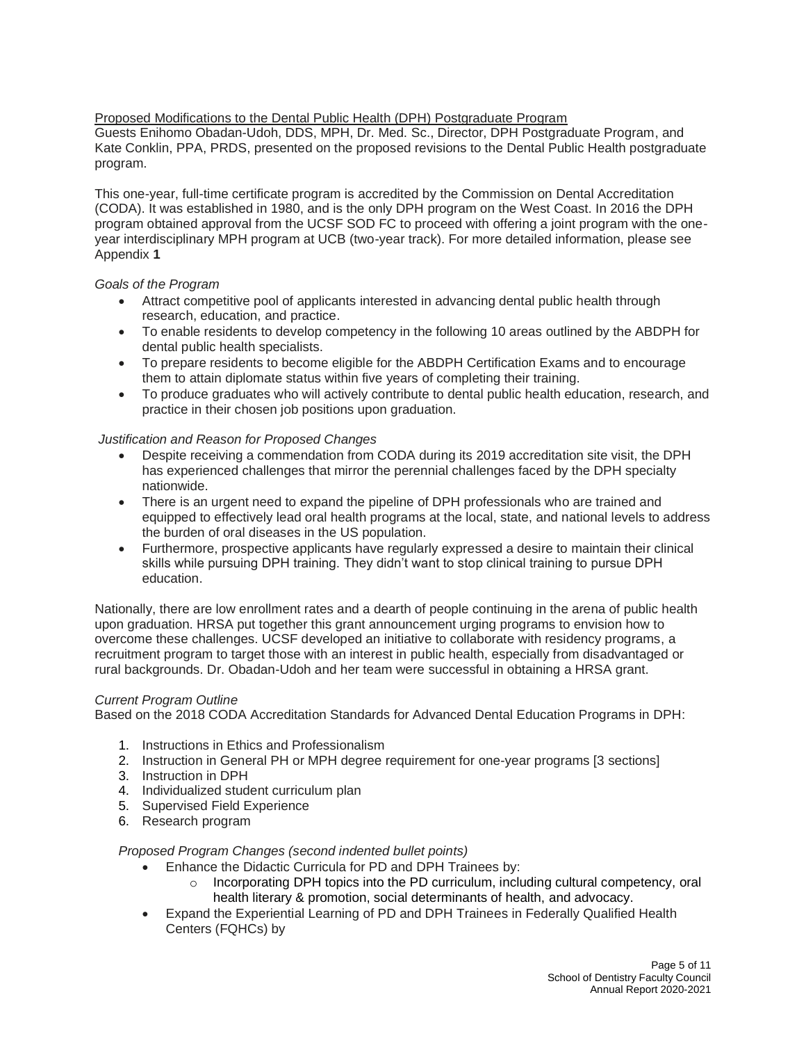Proposed Modifications to the Dental Public Health (DPH) Postgraduate Program

Guests Enihomo Obadan-Udoh, DDS, MPH, Dr. Med. Sc., Director, DPH Postgraduate Program, and Kate Conklin, PPA, PRDS, presented on the proposed revisions to the Dental Public Health postgraduate program.

This one-year, full-time certificate program is accredited by the Commission on Dental Accreditation (CODA). It was established in 1980, and is the only DPH program on the West Coast. In 2016 the DPH program obtained approval from the UCSF SOD FC to proceed with offering a joint program with the one-year interdisciplinary MPH program at UCB (two-year track). For more detailed information, please see Appendix **1**

*Goals of the Program*

- Attract competitive pool of applicants interested in advancing dental public health through research, education, and practice.
- To enable residents to develop competency in the following 10 areas outlined by the ABDPH for dental public health specialists.
- To prepare residents to become eligible for the ABDPH Certification Exams and to encourage them to attain diplomate status within five years of completing their training.
- To produce graduates who will actively contribute to dental public health education, research, and practice in their chosen job positions upon graduation.

*Justification and Reason for Proposed Changes*

- Despite receiving a commendation from CODA during its 2019 accreditation site visit, the DPH has experienced challenges that mirror the perennial challenges faced by the DPH specialty nationwide.
- There is an urgent need to expand the pipeline of DPH professionals who are trained and equipped to effectively lead oral health programs at the local, state, and national levels to address the burden of oral diseases in the US population.
- Furthermore, prospective applicants have regularly expressed a desire to maintain their clinical skills while pursuing DPH training. They didn't want to stop clinical training to pursue DPH education.

Nationally, there are low enrollment rates and a dearth of people continuing in the arena of public health upon graduation. HRSA put together this grant announcement urging programs to envision how to overcome these challenges. UCSF developed an initiative to collaborate with residency programs, a recruitment program to target those with an interest in public health, especially from disadvantaged or rural backgrounds. Dr. Obadan-Udoh and her team were successful in obtaining a HRSA grant.

*Current Program Outline*

Based on the 2018 CODA Accreditation Standards for Advanced Dental Education Programs in DPH:

1. Instructions in Ethics and Professionalism
2. Instruction in General PH or MPH degree requirement for one-year programs [3 sections]
3. Instruction in DPH
4. Individualized student curriculum plan
5. Supervised Field Experience
6. Research program

*Proposed Program Changes (second indented bullet points)*

- Enhance the Didactic Curricula for PD and DPH Trainees by:
  - Incorporating DPH topics into the PD curriculum, including cultural competency, oral health literary & promotion, social determinants of health, and advocacy.
- Expand the Experiential Learning of PD and DPH Trainees in Federally Qualified Health Centers (FQHCs) by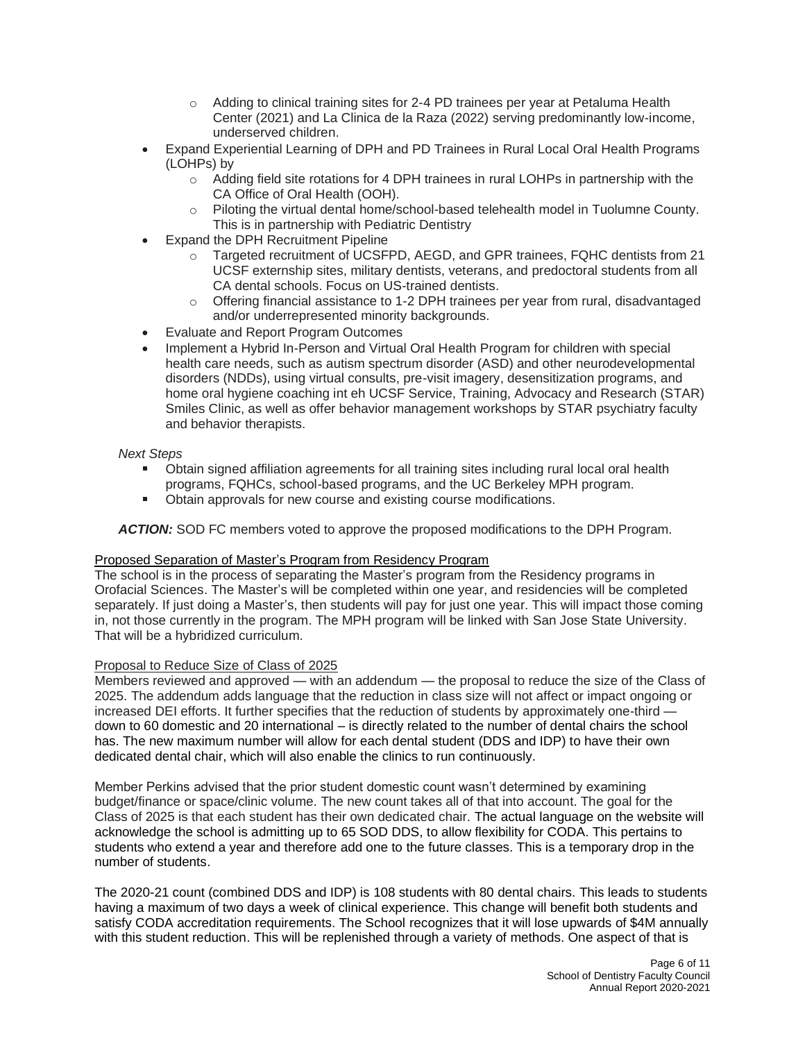- Adding to clinical training sites for 2-4 PD trainees per year at Petaluma Health Center (2021) and La Clinica de la Raza (2022) serving predominantly low-income, underserved children.
- Expand Experiential Learning of DPH and PD Trainees in Rural Local Oral Health Programs (LOHPs) by
    - Adding field site rotations for 4 DPH trainees in rural LOHPs in partnership with the CA Office of Oral Health (OOH).
    - Piloting the virtual dental home/school-based telehealth model in Tuolumne County. This is in partnership with Pediatric Dentistry
- Expand the DPH Recruitment Pipeline
    - Targeted recruitment of UCSFPD, AEGD, and GPR trainees, FQHC dentists from 21 UCSF externship sites, military dentists, veterans, and predoctoral students from all CA dental schools. Focus on US-trained dentists.
    - Offering financial assistance to 1-2 DPH trainees per year from rural, disadvantaged and/or underrepresented minority backgrounds.
- Evaluate and Report Program Outcomes
- Implement a Hybrid In-Person and Virtual Oral Health Program for children with special health care needs, such as autism spectrum disorder (ASD) and other neurodevelopmental disorders (NDDs), using virtual consults, pre-visit imagery, desensitization programs, and home oral hygiene coaching int eh UCSF Service, Training, Advocacy and Research (STAR) Smiles Clinic, as well as offer behavior management workshops by STAR psychiatry faculty and behavior therapists.

*Next Steps*

- Obtain signed affiliation agreements for all training sites including rural local oral health programs, FQHCs, school-based programs, and the UC Berkeley MPH program.
- Obtain approvals for new course and existing course modifications.

***ACTION:*** SOD FC members voted to approve the proposed modifications to the DPH Program.

Proposed Separation of Master's Program from Residency Program

The school is in the process of separating the Master's program from the Residency programs in Orofacial Sciences. The Master's will be completed within one year, and residencies will be completed separately. If just doing a Master's, then students will pay for just one year. This will impact those coming in, not those currently in the program. The MPH program will be linked with San Jose State University. That will be a hybridized curriculum.

Proposal to Reduce Size of Class of 2025

Members reviewed and approved — with an addendum — the proposal to reduce the size of the Class of 2025. The addendum adds language that the reduction in class size will not affect or impact ongoing or increased DEI efforts. It further specifies that the reduction of students by approximately one-third — down to 60 domestic and 20 international – is directly related to the number of dental chairs the school has. The new maximum number will allow for each dental student (DDS and IDP) to have their own dedicated dental chair, which will also enable the clinics to run continuously.

Member Perkins advised that the prior student domestic count wasn't determined by examining budget/finance or space/clinic volume. The new count takes all of that into account. The goal for the Class of 2025 is that each student has their own dedicated chair. The actual language on the website will acknowledge the school is admitting up to 65 SOD DDS, to allow flexibility for CODA. This pertains to students who extend a year and therefore add one to the future classes. This is a temporary drop in the number of students.

The 2020-21 count (combined DDS and IDP) is 108 students with 80 dental chairs. This leads to students having a maximum of two days a week of clinical experience. This change will benefit both students and satisfy CODA accreditation requirements. The School recognizes that it will lose upwards of $4M annually with this student reduction. This will be replenished through a variety of methods. One aspect of that is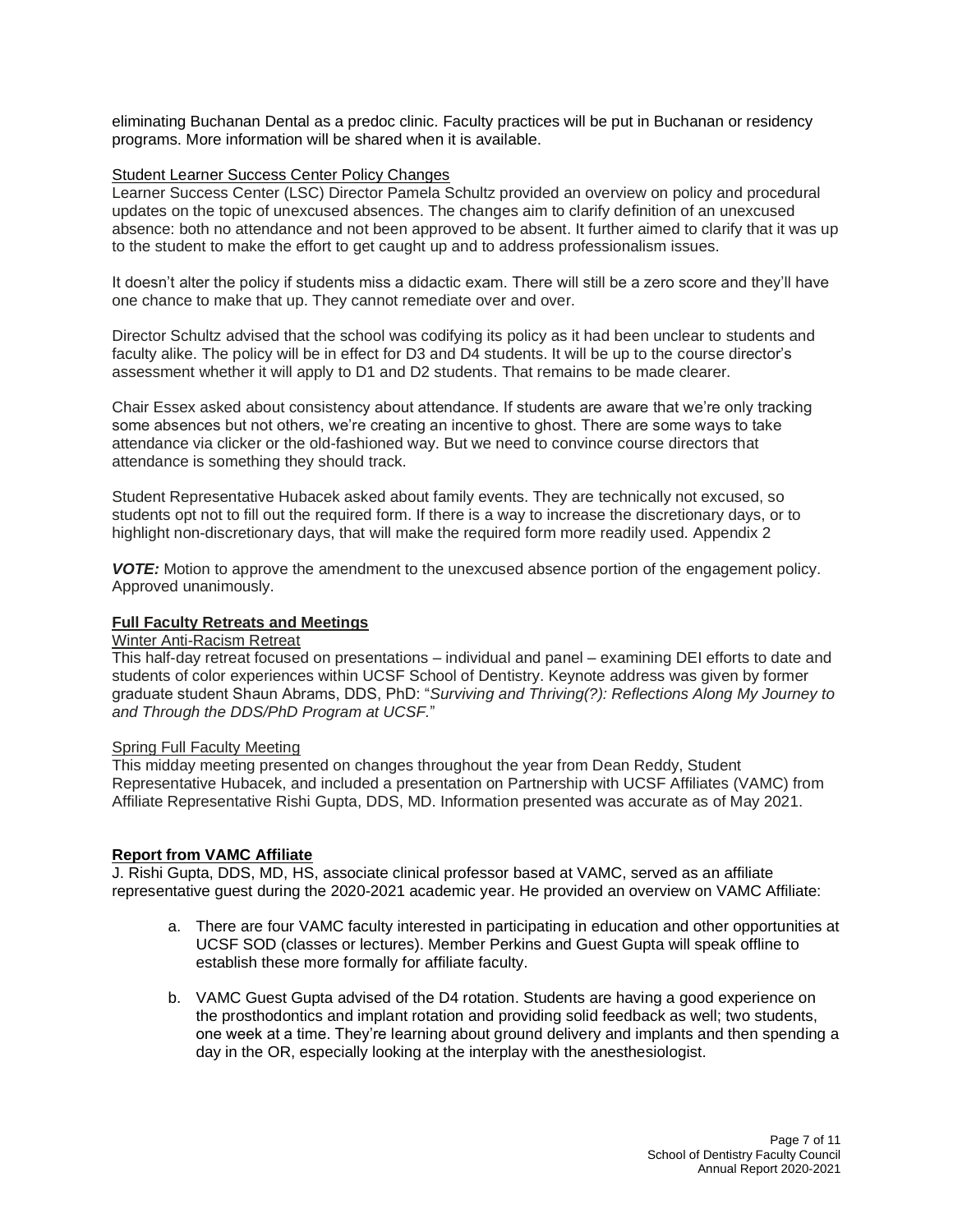eliminating Buchanan Dental as a predoc clinic. Faculty practices will be put in Buchanan or residency programs. More information will be shared when it is available.

Student Learner Success Center Policy Changes

Learner Success Center (LSC) Director Pamela Schultz provided an overview on policy and procedural updates on the topic of unexcused absences. The changes aim to clarify definition of an unexcused absence: both no attendance and not been approved to be absent. It further aimed to clarify that it was up to the student to make the effort to get caught up and to address professionalism issues.

It doesn't alter the policy if students miss a didactic exam. There will still be a zero score and they'll have one chance to make that up. They cannot remediate over and over.

Director Schultz advised that the school was codifying its policy as it had been unclear to students and faculty alike. The policy will be in effect for D3 and D4 students. It will be up to the course director's assessment whether it will apply to D1 and D2 students. That remains to be made clearer.

Chair Essex asked about consistency about attendance. If students are aware that we're only tracking some absences but not others, we're creating an incentive to ghost. There are some ways to take attendance via clicker or the old-fashioned way. But we need to convince course directors that attendance is something they should track.

Student Representative Hubacek asked about family events. They are technically not excused, so students opt not to fill out the required form. If there is a way to increase the discretionary days, or to highlight non-discretionary days, that will make the required form more readily used. Appendix 2

***VOTE:*** Motion to approve the amendment to the unexcused absence portion of the engagement policy. Approved unanimously.

## Full Faculty Retreats and Meetings

Winter Anti-Racism Retreat

This half-day retreat focused on presentations – individual and panel – examining DEI efforts to date and students of color experiences within UCSF School of Dentistry. Keynote address was given by former graduate student Shaun Abrams, DDS, PhD: "*Surviving and Thriving(?): Reflections Along My Journey to and Through the DDS/PhD Program at UCSF.*"

Spring Full Faculty Meeting

This midday meeting presented on changes throughout the year from Dean Reddy, Student Representative Hubacek, and included a presentation on Partnership with UCSF Affiliates (VAMC) from Affiliate Representative Rishi Gupta, DDS, MD. Information presented was accurate as of May 2021.

## Report from VAMC Affiliate

J. Rishi Gupta, DDS, MD, HS, associate clinical professor based at VAMC, served as an affiliate representative guest during the 2020-2021 academic year. He provided an overview on VAMC Affiliate:

a. There are four VAMC faculty interested in participating in education and other opportunities at UCSF SOD (classes or lectures). Member Perkins and Guest Gupta will speak offline to establish these more formally for affiliate faculty.

b. VAMC Guest Gupta advised of the D4 rotation. Students are having a good experience on the prosthodontics and implant rotation and providing solid feedback as well; two students, one week at a time. They're learning about ground delivery and implants and then spending a day in the OR, especially looking at the interplay with the anesthesiologist.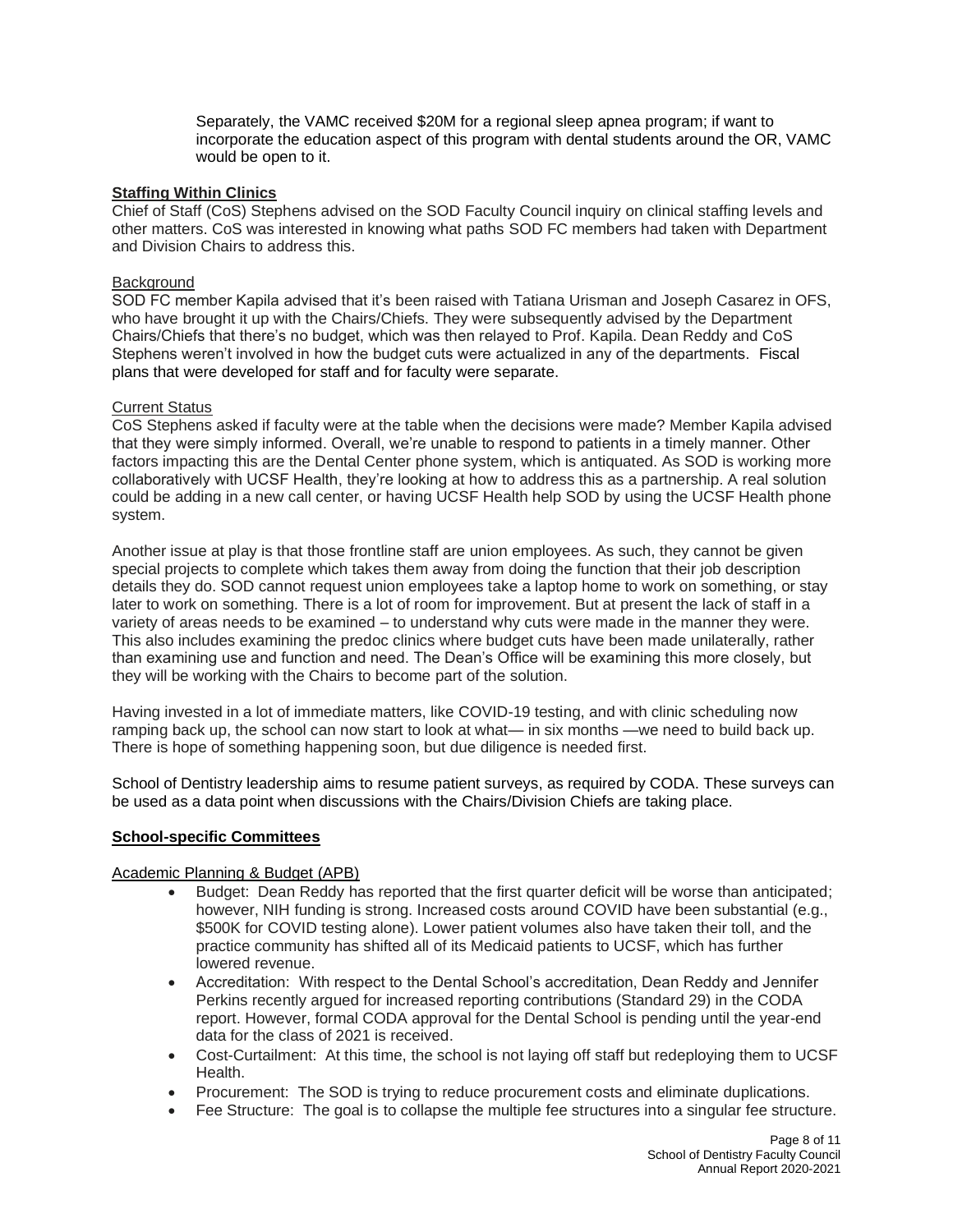Separately, the VAMC received \$20M for a regional sleep apnea program; if want to incorporate the education aspect of this program with dental students around the OR, VAMC would be open to it.

## Staffing Within Clinics

Chief of Staff (CoS) Stephens advised on the SOD Faculty Council inquiry on clinical staffing levels and other matters. CoS was interested in knowing what paths SOD FC members had taken with Department and Division Chairs to address this.

### Background

SOD FC member Kapila advised that it's been raised with Tatiana Urisman and Joseph Casarez in OFS, who have brought it up with the Chairs/Chiefs. They were subsequently advised by the Department Chairs/Chiefs that there's no budget, which was then relayed to Prof. Kapila. Dean Reddy and CoS Stephens weren't involved in how the budget cuts were actualized in any of the departments. Fiscal plans that were developed for staff and for faculty were separate.

### Current Status

CoS Stephens asked if faculty were at the table when the decisions were made? Member Kapila advised that they were simply informed. Overall, we're unable to respond to patients in a timely manner. Other factors impacting this are the Dental Center phone system, which is antiquated. As SOD is working more collaboratively with UCSF Health, they're looking at how to address this as a partnership. A real solution could be adding in a new call center, or having UCSF Health help SOD by using the UCSF Health phone system.

Another issue at play is that those frontline staff are union employees. As such, they cannot be given special projects to complete which takes them away from doing the function that their job description details they do. SOD cannot request union employees take a laptop home to work on something, or stay later to work on something. There is a lot of room for improvement. But at present the lack of staff in a variety of areas needs to be examined – to understand why cuts were made in the manner they were. This also includes examining the predoc clinics where budget cuts have been made unilaterally, rather than examining use and function and need. The Dean's Office will be examining this more closely, but they will be working with the Chairs to become part of the solution.

Having invested in a lot of immediate matters, like COVID-19 testing, and with clinic scheduling now ramping back up, the school can now start to look at what— in six months —we need to build back up. There is hope of something happening soon, but due diligence is needed first.

School of Dentistry leadership aims to resume patient surveys, as required by CODA. These surveys can be used as a data point when discussions with the Chairs/Division Chiefs are taking place.

## School-specific Committees

### Academic Planning & Budget (APB)

- Budget: Dean Reddy has reported that the first quarter deficit will be worse than anticipated; however, NIH funding is strong. Increased costs around COVID have been substantial (e.g., \$500K for COVID testing alone). Lower patient volumes also have taken their toll, and the practice community has shifted all of its Medicaid patients to UCSF, which has further lowered revenue.
- Accreditation: With respect to the Dental School's accreditation, Dean Reddy and Jennifer Perkins recently argued for increased reporting contributions (Standard 29) in the CODA report. However, formal CODA approval for the Dental School is pending until the year-end data for the class of 2021 is received.
- Cost-Curtailment: At this time, the school is not laying off staff but redeploying them to UCSF Health.
- Procurement: The SOD is trying to reduce procurement costs and eliminate duplications.
- Fee Structure: The goal is to collapse the multiple fee structures into a singular fee structure.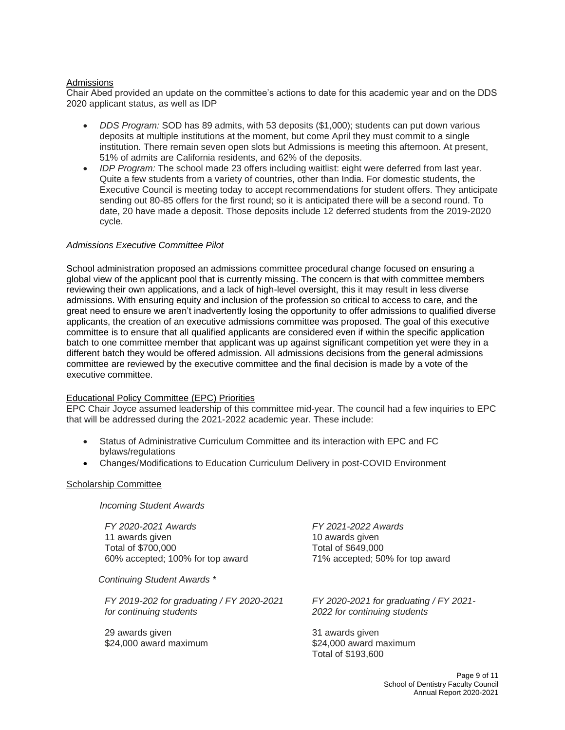Admissions

Chair Abed provided an update on the committee's actions to date for this academic year and on the DDS 2020 applicant status, as well as IDP

- *DDS Program:* SOD has 89 admits, with 53 deposits ($1,000); students can put down various deposits at multiple institutions at the moment, but come April they must commit to a single institution. There remain seven open slots but Admissions is meeting this afternoon. At present, 51% of admits are California residents, and 62% of the deposits.
- *IDP Program:* The school made 23 offers including waitlist: eight were deferred from last year. Quite a few students from a variety of countries, other than India. For domestic students, the Executive Council is meeting today to accept recommendations for student offers. They anticipate sending out 80-85 offers for the first round; so it is anticipated there will be a second round. To date, 20 have made a deposit. Those deposits include 12 deferred students from the 2019-2020 cycle.

*Admissions Executive Committee Pilot*

School administration proposed an admissions committee procedural change focused on ensuring a global view of the applicant pool that is currently missing. The concern is that with committee members reviewing their own applications, and a lack of high-level oversight, this it may result in less diverse admissions. With ensuring equity and inclusion of the profession so critical to access to care, and the great need to ensure we aren't inadvertently losing the opportunity to offer admissions to qualified diverse applicants, the creation of an executive admissions committee was proposed. The goal of this executive committee is to ensure that all qualified applicants are considered even if within the specific application batch to one committee member that applicant was up against significant competition yet were they in a different batch they would be offered admission. All admissions decisions from the general admissions committee are reviewed by the executive committee and the final decision is made by a vote of the executive committee.

Educational Policy Committee (EPC) Priorities

EPC Chair Joyce assumed leadership of this committee mid-year. The council had a few inquiries to EPC that will be addressed during the 2021-2022 academic year. These include:

- Status of Administrative Curriculum Committee and its interaction with EPC and FC bylaws/regulations
- Changes/Modifications to Education Curriculum Delivery in post-COVID Environment

Scholarship Committee

*Incoming Student Awards*

| *FY 2020-2021 Awards* | *FY 2021-2022 Awards* |
|---|---|
| 11 awards given | 10 awards given |
| Total of $700,000 | Total of $649,000 |
| 60% accepted; 100% for top award | 71% accepted; 50% for top award |

*Continuing Student Awards \**

| *FY 2019-202 for graduating / FY 2020-2021 for continuing students* | *FY 2020-2021 for graduating / FY 2021-2022 for continuing students* |
|---|---|
| 29 awards given | 31 awards given |
| $24,000 award maximum | $24,000 award maximum |
| | Total of $193,600 |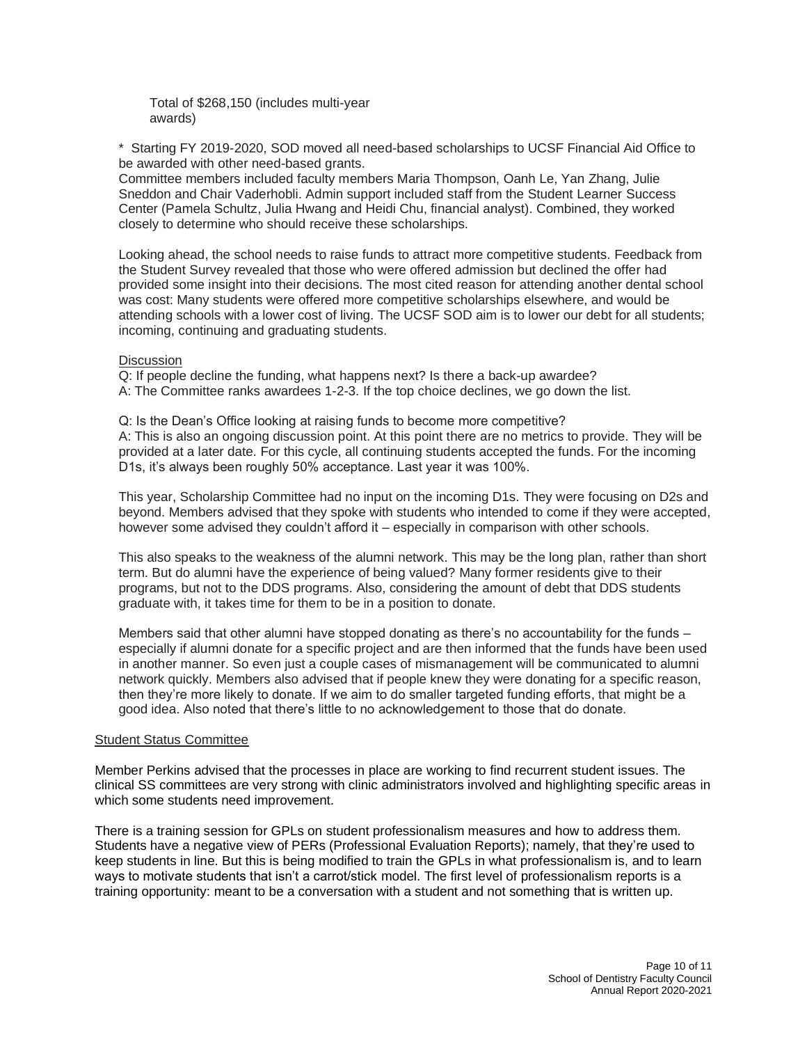Total of $268,150 (includes multi-year awards)

* Starting FY 2019-2020, SOD moved all need-based scholarships to UCSF Financial Aid Office to be awarded with other need-based grants.
Committee members included faculty members Maria Thompson, Oanh Le, Yan Zhang, Julie Sneddon and Chair Vaderhobli. Admin support included staff from the Student Learner Success Center (Pamela Schultz, Julia Hwang and Heidi Chu, financial analyst). Combined, they worked closely to determine who should receive these scholarships.

Looking ahead, the school needs to raise funds to attract more competitive students. Feedback from the Student Survey revealed that those who were offered admission but declined the offer had provided some insight into their decisions. The most cited reason for attending another dental school was cost: Many students were offered more competitive scholarships elsewhere, and would be attending schools with a lower cost of living. The UCSF SOD aim is to lower our debt for all students; incoming, continuing and graduating students.

Discussion

Q: If people decline the funding, what happens next? Is there a back-up awardee?
A: The Committee ranks awardees 1-2-3. If the top choice declines, we go down the list.

Q: Is the Dean's Office looking at raising funds to become more competitive?
A: This is also an ongoing discussion point. At this point there are no metrics to provide. They will be provided at a later date. For this cycle, all continuing students accepted the funds. For the incoming D1s, it's always been roughly 50% acceptance. Last year it was 100%.

This year, Scholarship Committee had no input on the incoming D1s. They were focusing on D2s and beyond. Members advised that they spoke with students who intended to come if they were accepted, however some advised they couldn't afford it – especially in comparison with other schools.

This also speaks to the weakness of the alumni network. This may be the long plan, rather than short term. But do alumni have the experience of being valued? Many former residents give to their programs, but not to the DDS programs. Also, considering the amount of debt that DDS students graduate with, it takes time for them to be in a position to donate.

Members said that other alumni have stopped donating as there's no accountability for the funds – especially if alumni donate for a specific project and are then informed that the funds have been used in another manner. So even just a couple cases of mismanagement will be communicated to alumni network quickly. Members also advised that if people knew they were donating for a specific reason, then they're more likely to donate. If we aim to do smaller targeted funding efforts, that might be a good idea. Also noted that there's little to no acknowledgement to those that do donate.

Student Status Committee

Member Perkins advised that the processes in place are working to find recurrent student issues. The clinical SS committees are very strong with clinic administrators involved and highlighting specific areas in which some students need improvement.

There is a training session for GPLs on student professionalism measures and how to address them. Students have a negative view of PERs (Professional Evaluation Reports); namely, that they're used to keep students in line. But this is being modified to train the GPLs in what professionalism is, and to learn ways to motivate students that isn't a carrot/stick model. The first level of professionalism reports is a training opportunity: meant to be a conversation with a student and not something that is written up.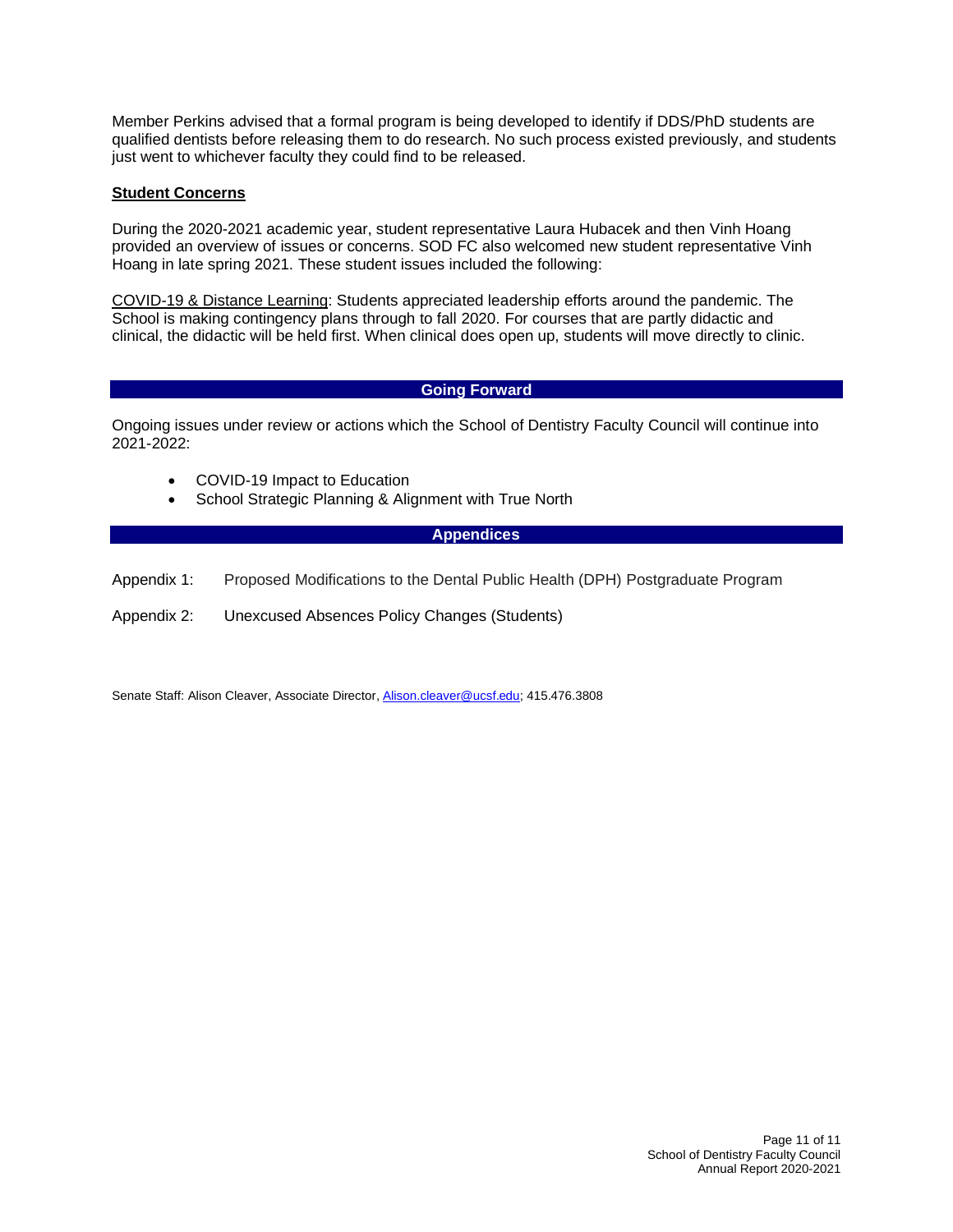Member Perkins advised that a formal program is being developed to identify if DDS/PhD students are qualified dentists before releasing them to do research. No such process existed previously, and students just went to whichever faculty they could find to be released.

**Student Concerns**

During the 2020-2021 academic year, student representative Laura Hubacek and then Vinh Hoang provided an overview of issues or concerns. SOD FC also welcomed new student representative Vinh Hoang in late spring 2021. These student issues included the following:

COVID-19 & Distance Learning: Students appreciated leadership efforts around the pandemic. The School is making contingency plans through to fall 2020. For courses that are partly didactic and clinical, the didactic will be held first. When clinical does open up, students will move directly to clinic.

## Going Forward

Ongoing issues under review or actions which the School of Dentistry Faculty Council will continue into 2021-2022:

- COVID-19 Impact to Education
- School Strategic Planning & Alignment with True North

## Appendices

Appendix 1: Proposed Modifications to the Dental Public Health (DPH) Postgraduate Program

Appendix 2: Unexcused Absences Policy Changes (Students)

Senate Staff: Alison Cleaver, Associate Director, Alison.cleaver@ucsf.edu; 415.476.3808